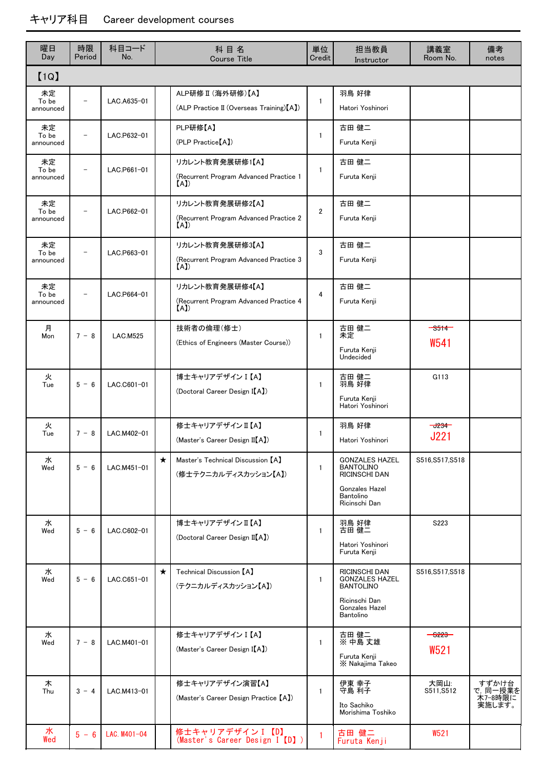# キャリア科目　Career development courses

| 曜日 Day | 時限 Period | 科目コード No. | | 科 目 名 Course Title | 単位 Credit | 担当教員 Instructor | 講義室 Room No. | 備考 notes |
|---|---|---|---|---|---|---|---|---|
| 【1Q】 | | | | | | | | |
| 未定 To be announced | － | LAC.A635-01 | | ALP研修Ⅱ(海外研修)【A】 (ALP Practice Ⅱ (Overseas Training)【A】) | 1 | 羽鳥 好律 Hatori Yoshinori | | |
| 未定 To be announced | － | LAC.P632-01 | | PLP研修【A】 (PLP Practice【A】) | 1 | 古田 健二 Furuta Kenji | | |
| 未定 To be announced | － | LAC.P661-01 | | リカレント教育発展研修1【A】 (Recurrent Program Advanced Practice 1【A】) | 1 | 古田 健二 Furuta Kenji | | |
| 未定 To be announced | － | LAC.P662-01 | | リカレント教育発展研修2【A】 (Recurrent Program Advanced Practice 2【A】) | 2 | 古田 健二 Furuta Kenji | | |
| 未定 To be announced | － | LAC.P663-01 | | リカレント教育発展研修3【A】 (Recurrent Program Advanced Practice 3【A】) | 3 | 古田 健二 Furuta Kenji | | |
| 未定 To be announced | － | LAC.P664-01 | | リカレント教育発展研修4【A】 (Recurrent Program Advanced Practice 4【A】) | 4 | 古田 健二 Furuta Kenji | | |
| 月 Mon | 7 － 8 | LAC.M525 | | 技術者の倫理(修士) (Ethics of Engineers (Master Course)) | 1 | 古田 健二 未定 Furuta Kenji Undecided | ~~S514~~ W541 | |
| 火 Tue | 5 － 6 | LAC.C601-01 | | 博士キャリアデザインⅠ【A】 (Doctoral Career Design Ⅰ【A】) | 1 | 古田 健二 羽鳥 好律 Furuta Kenji Hatori Yoshinori | G113 | |
| 火 Tue | 7 － 8 | LAC.M402-01 | | 修士キャリアデザインⅡ【A】 (Master's Career Design Ⅱ【A】) | 1 | 羽鳥 好律 Hatori Yoshinori | ~~J234~~ J221 | |
| 水 Wed | 5 － 6 | LAC.M451-01 | ★ | Master's Technical Discussion【A】 (修士テクニカルディスカッション【A】) | 1 | GONZALES HAZEL BANTOLINO RICINSCHI DAN Gonzales Hazel Bantolino Ricinschi Dan | S516,S517,S518 | |
| 水 Wed | 5 － 6 | LAC.C602-01 | | 博士キャリアデザインⅡ【A】 (Doctoral Career Design Ⅱ【A】) | 1 | 羽鳥 好律 古田 健二 Hatori Yoshinori Furuta Kenji | S223 | |
| 水 Wed | 5 － 6 | LAC.C651-01 | ★ | Technical Discussion【A】 (テクニカルディスカッション【A】) | 1 | RICINSCHI DAN GONZALES HAZEL BANTOLINO Ricinschi Dan Gonzales Hazel Bantolino | S516,S517,S518 | |
| 水 Wed | 7 － 8 | LAC.M401-01 | | 修士キャリアデザインⅠ【A】 (Master's Career Design Ⅰ【A】) | 1 | 古田 健二 ※ 中島 丈雄 Furuta Kenji ※ Nakajima Takeo | ~~S223~~ W521 | |
| 木 Thu | 3 － 4 | LAC.M413-01 | | 修士キャリアデザイン演習【A】 (Master's Career Design Practice【A】) | 1 | 伊東 幸子 守島 利子 Ito Sachiko Morishima Toshiko | 大岡山: S511,S512 | すずかけ台で，同一授業を木7-8時限に実施します。 |
| 水 Wed | 5 － 6 | LAC.M401-04 | | 修士キャリアデザインⅠ【D】 (Master's Career Design Ⅰ【D】) | 1 | 古田 健二 Furuta Kenji | W521 | |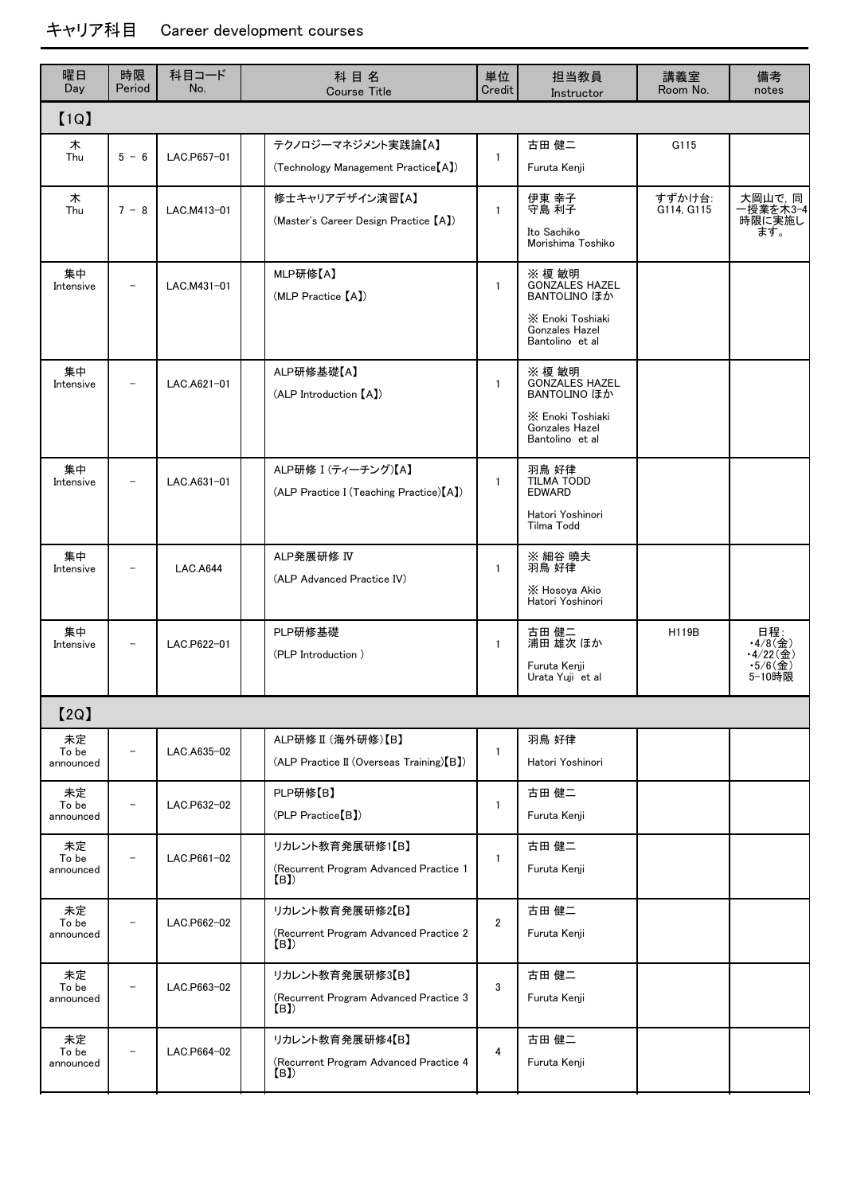# キャリア科目　Career development courses

| 曜日 Day | 時限 Period | 科目コード No. | 科 目 名 Course Title | 単位 Credit | 担当教員 Instructor | 講義室 Room No. | 備考 notes |
|---|---|---|---|---|---|---|---|
| 【1Q】 | | | | | | | |
| 木 Thu | 5 － 6 | LAC.P657-01 | テクノロジーマネジメント実践論【A】 (Technology Management Practice【A】) | 1 | 古田 健二 Furuta Kenji | G115 | |
| 木 Thu | 7 － 8 | LAC.M413-01 | 修士キャリアデザイン演習【A】 (Master's Career Design Practice 【A】) | 1 | 伊東 幸子 守島 利子 Ito Sachiko Morishima Toshiko | すずかけ台: G114, G115 | 大岡山で，同一授業を木3-4時限に実施します。 |
| 集中 Intensive | － | LAC.M431-01 | MLP研修【A】 (MLP Practice 【A】) | 1 | ※ 榎 敏明 GONZALES HAZEL BANTOLINO ほか ※ Enoki Toshiaki Gonzales Hazel Bantolino et al | | |
| 集中 Intensive | － | LAC.A621-01 | ALP研修基礎【A】 (ALP Introduction 【A】) | 1 | ※ 榎 敏明 GONZALES HAZEL BANTOLINO ほか ※ Enoki Toshiaki Gonzales Hazel Bantolino et al | | |
| 集中 Intensive | － | LAC.A631-01 | ALP研修Ⅰ(ティーチング)【A】 (ALP Practice Ⅰ(Teaching Practice)【A】) | 1 | 羽鳥 好律 TILMA TODD EDWARD Hatori Yoshinori Tilma Todd | | |
| 集中 Intensive | － | LAC.A644 | ALP発展研修 Ⅳ (ALP Advanced Practice IV) | 1 | ※ 細谷 曉夫 羽鳥 好律 ※ Hosoya Akio Hatori Yoshinori | | |
| 集中 Intensive | － | LAC.P622-01 | PLP研修基礎 (PLP Introduction ) | 1 | 古田 健二 浦田 雄次 ほか Furuta Kenji Urata Yuji et al | H119B | 日程: ・4/8(金) ・4/22(金) ・5/6(金) 5-10時限 |
| 【2Q】 | | | | | | | |
| 未定 To be announced | － | LAC.A635-02 | ALP研修Ⅱ(海外研修)【B】 (ALP Practice Ⅱ(Overseas Training)【B】) | 1 | 羽鳥 好律 Hatori Yoshinori | | |
| 未定 To be announced | － | LAC.P632-02 | PLP研修【B】 (PLP Practice【B】) | 1 | 古田 健二 Furuta Kenji | | |
| 未定 To be announced | － | LAC.P661-02 | リカレント教育発展研修1【B】 (Recurrent Program Advanced Practice 1 【B】) | 1 | 古田 健二 Furuta Kenji | | |
| 未定 To be announced | － | LAC.P662-02 | リカレント教育発展研修2【B】 (Recurrent Program Advanced Practice 2 【B】) | 2 | 古田 健二 Furuta Kenji | | |
| 未定 To be announced | － | LAC.P663-02 | リカレント教育発展研修3【B】 (Recurrent Program Advanced Practice 3 【B】) | 3 | 古田 健二 Furuta Kenji | | |
| 未定 To be announced | － | LAC.P664-02 | リカレント教育発展研修4【B】 (Recurrent Program Advanced Practice 4 【B】) | 4 | 古田 健二 Furuta Kenji | | |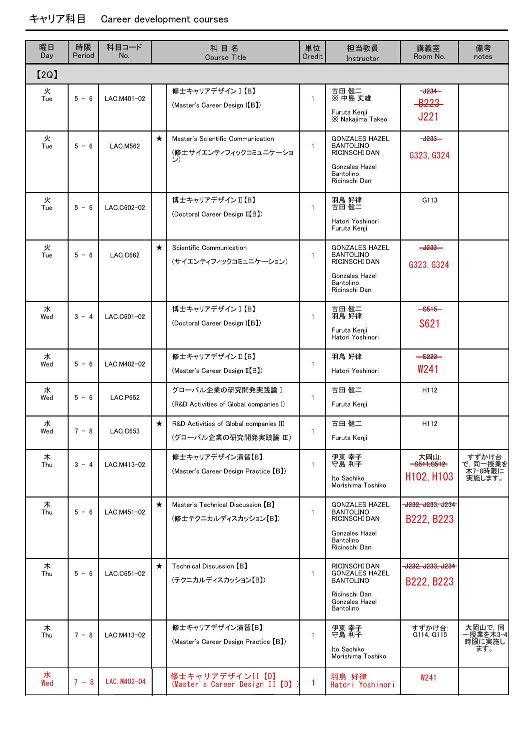## キャリア科目　Career development courses

| 曜日 Day | 時限 Period | 科目コード No. | | 科 目 名 Course Title | 単位 Credit | 担当教員 Instructor | 講義室 Room No. | 備考 notes |
|---|---|---|---|---|---|---|---|---|
| 【2Q】 | | | | | | | | |
| 火 Tue | 5 － 6 | LAC.M401-02 | | 修士キャリアデザインⅠ【B】 (Master's Career Design Ⅰ【B】) | 1 | 古田 健二 ※ 中島 丈雄 Furuta Kenji ※ Nakajima Takeo | ~~J234~~ ~~B223~~ J221 | |
| 火 Tue | 5 － 6 | LAC.M562 | ★ | Master's Scientific Communication (修士サイエンティフィックコミュニケーション) | 1 | GONZALES HAZEL BANTOLINO RICINSCHI DAN Gonzales Hazel Bantolino Ricinschi Dan | ~~J233~~ G323, G324 | |
| 火 Tue | 5 － 6 | LAC.C602-02 | | 博士キャリアデザインⅡ【B】 (Doctoral Career Design Ⅱ【B】) | 1 | 羽鳥 好律 古田 健二 Hatori Yoshinori Furuta Kenji | G113 | |
| 火 Tue | 5 － 6 | LAC.C662 | ★ | Scientific Communication (サイエンティフィックコミュニケーション) | 1 | GONZALES HAZEL BANTOLINO RICINSCHI DAN Gonzales Hazel Bantolino Ricinschi Dan | ~~J233~~ G323, G324 | |
| 水 Wed | 3 － 4 | LAC.C601-02 | | 博士キャリアデザインⅠ【B】 (Doctoral Career Design Ⅰ【B】) | 1 | 古田 健二 羽鳥 好律 Furuta Kenji Hatori Yoshinori | ~~S515~~ S621 | |
| 水 Wed | 5 － 6 | LAC.M402-02 | | 修士キャリアデザインⅡ【B】 (Master's Career Design Ⅱ【B】) | 1 | 羽鳥 好律 Hatori Yoshinori | ~~S223~~ W241 | |
| 水 Wed | 5 － 6 | LAC.P652 | | グローバル企業の研究開発実践論Ⅰ (R&D Activities of Global companies Ⅰ) | 1 | 古田 健二 Furuta Kenji | H112 | |
| 水 Wed | 7 － 8 | LAC.C653 | ★ | R&D Activities of Global companies Ⅲ (グローバル企業の研究開発実践論 Ⅲ) | 1 | 古田 健二 Furuta Kenji | H112 | |
| 木 Thu | 3 － 4 | LAC.M413-02 | | 修士キャリアデザイン演習【B】 (Master's Career Design Practice【B】) | 1 | 伊東 幸子 守島 利子 Ito Sachiko Morishima Toshiko | 大岡山: ~~S511,S512~~ H102, H103 | すずかけ台で、同一授業を木7-8時限に実施します。 |
| 木 Thu | 5 － 6 | LAC.M451-02 | ★ | Master's Technical Discussion【B】 (修士テクニカルディスカッション【B】) | 1 | GONZALES HAZEL BANTOLINO RICINSCHI DAN Gonzales Hazel Bantolino Ricinschi Dan | ~~J232, J233, J234~~ B222, B223 | |
| 木 Thu | 5 － 6 | LAC.C651-02 | ★ | Technical Discussion【B】 (テクニカルディスカッション【B】) | 1 | RICINSCHI DAN GONZALES HAZEL BANTOLINO Ricinschi Dan Gonzales Hazel Bantolino | ~~J232, J233, J234~~ B222, B223 | |
| 木 Thu | 7 － 8 | LAC.M413-02 | | 修士キャリアデザイン演習【B】 (Master's Career Design Practice【B】) | 1 | 伊東 幸子 守島 利子 Ito Sachiko Morishima Toshiko | すずかけ台: G114, G115 | 大岡山で、同一授業を木3-4時限に実施します。 |
| 水 Wed | 7 － 8 | LAC.M402-04 | | 修士キャリアデザインII【D】 (Master's Career Design II【D】) | 1 | 羽鳥 好律 Hatori Yoshinori | W241 | |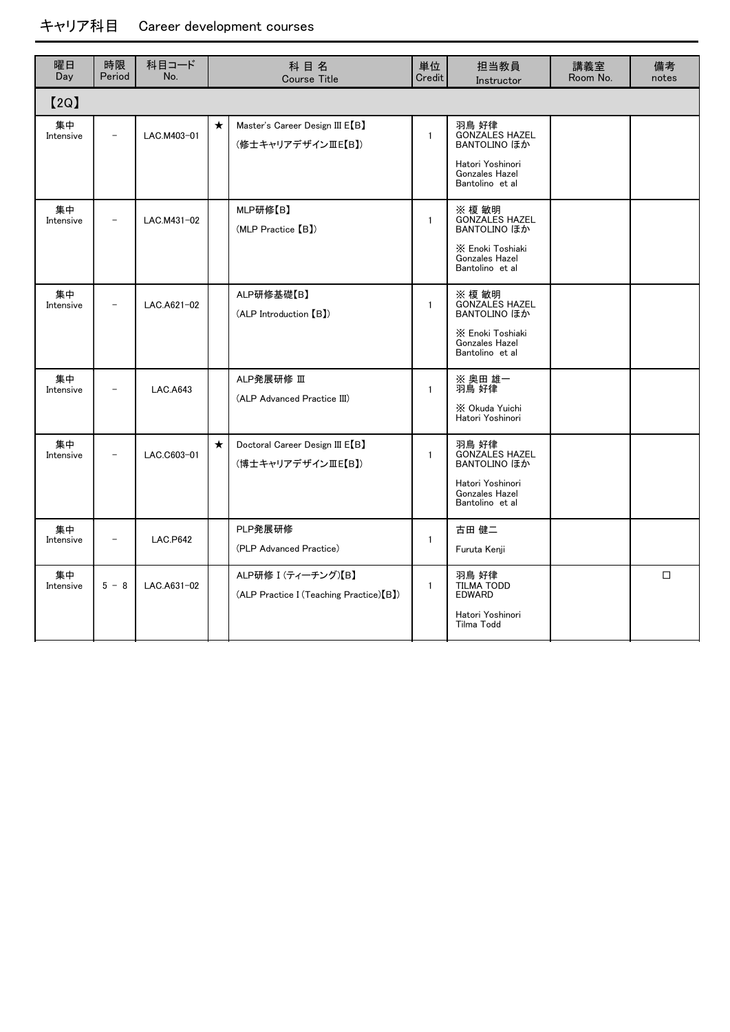# キャリア科目　Career development courses

| 曜日 Day | 時限 Period | 科目コード No. | | 科目名 Course Title | 単位 Credit | 担当教員 Instructor | 講義室 Room No. | 備考 notes |
|---|---|---|---|---|---|---|---|---|
| 【2Q】 | | | | | | | | |
| 集中 Intensive | － | LAC.M403-01 | ★ | Master's Career Design Ⅲ E【B】 (修士キャリアデザインⅢE【B】) | 1 | 羽鳥 好律 GONZALES HAZEL BANTOLINO ほか Hatori Yoshinori Gonzales Hazel Bantolino et al | | |
| 集中 Intensive | － | LAC.M431-02 | | MLP研修【B】 (MLP Practice【B】) | 1 | ※ 榎 敏明 GONZALES HAZEL BANTOLINO ほか ※ Enoki Toshiaki Gonzales Hazel Bantolino et al | | |
| 集中 Intensive | － | LAC.A621-02 | | ALP研修基礎【B】 (ALP Introduction【B】) | 1 | ※ 榎 敏明 GONZALES HAZEL BANTOLINO ほか ※ Enoki Toshiaki Gonzales Hazel Bantolino et al | | |
| 集中 Intensive | － | LAC.A643 | | ALP発展研修 Ⅲ (ALP Advanced Practice Ⅲ) | 1 | ※ 奥田 雄一 羽鳥 好律 ※ Okuda Yuichi Hatori Yoshinori | | |
| 集中 Intensive | － | LAC.C603-01 | ★ | Doctoral Career Design Ⅲ E【B】 (博士キャリアデザインⅢE【B】) | 1 | 羽鳥 好律 GONZALES HAZEL BANTOLINO ほか Hatori Yoshinori Gonzales Hazel Bantolino et al | | |
| 集中 Intensive | － | LAC.P642 | | PLP発展研修 (PLP Advanced Practice) | 1 | 古田 健二 Furuta Kenji | | |
| 集中 Intensive | 5 － 8 | LAC.A631-02 | | ALP研修Ⅰ(ティーチング)【B】 (ALP Practice Ⅰ(Teaching Practice)【B】) | 1 | 羽鳥 好律 TILMA TODD EDWARD Hatori Yoshinori Tilma Todd | | □ |